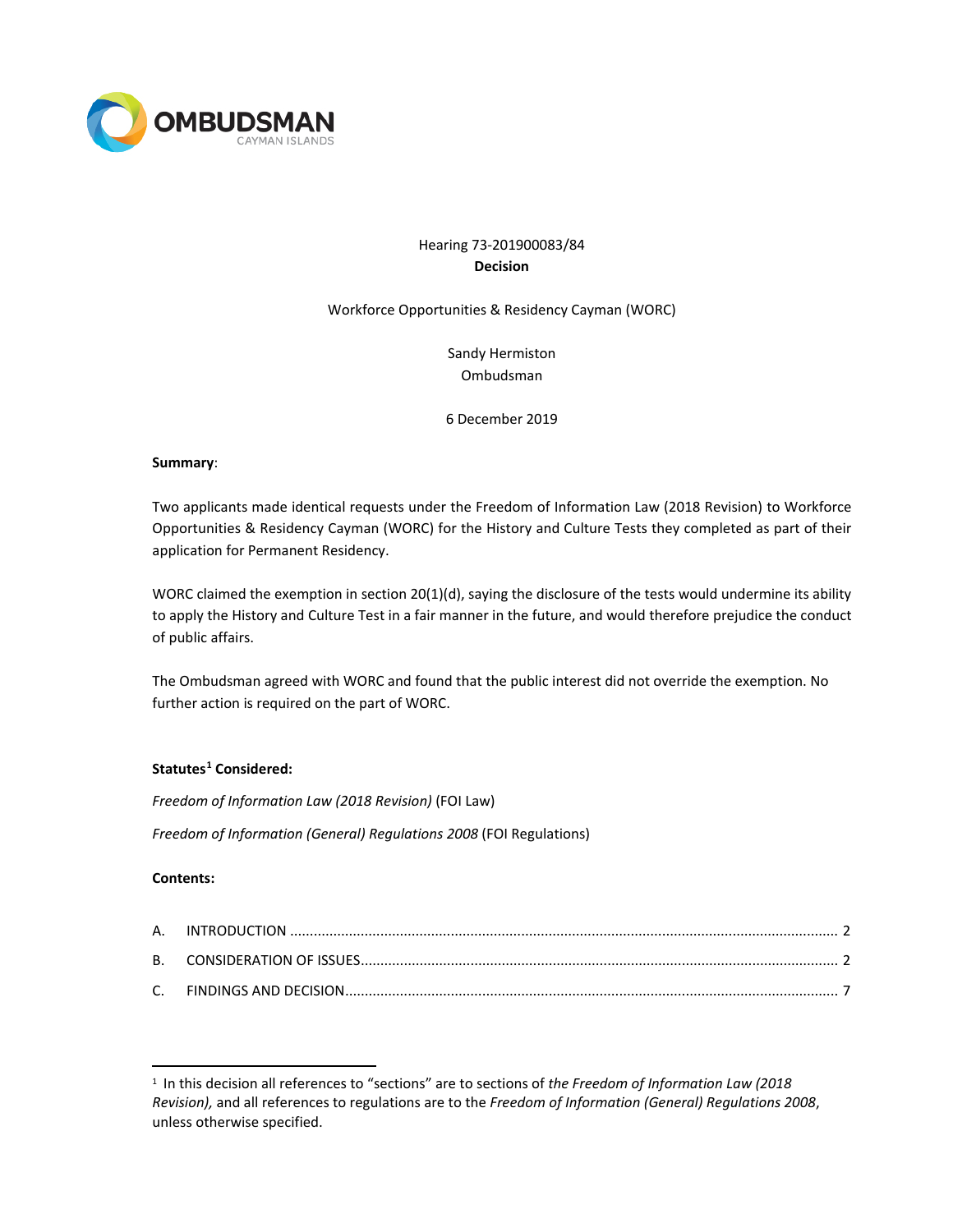OMBUDSMAN
CAYMAN ISLANDS

Hearing 73-201900083/84

**Decision**

Workforce Opportunities & Residency Cayman (WORC)

Sandy Hermiston
Ombudsman

6 December 2019

**Summary**:

Two applicants made identical requests under the Freedom of Information Law (2018 Revision) to Workforce Opportunities & Residency Cayman (WORC) for the History and Culture Tests they completed as part of their application for Permanent Residency.

WORC claimed the exemption in section 20(1)(d), saying the disclosure of the tests would undermine its ability to apply the History and Culture Test in a fair manner in the future, and would therefore prejudice the conduct of public affairs.

The Ombudsman agreed with WORC and found that the public interest did not override the exemption. No further action is required on the part of WORC.

**Statutes[1] Considered:**

*Freedom of Information Law (2018 Revision)* (FOI Law)

*Freedom of Information (General) Regulations 2008* (FOI Regulations)

**Contents:**

A. INTRODUCTION ........................................................................................................................... 2

B. CONSIDERATION OF ISSUES........................................................................................................... 2

C. FINDINGS AND DECISION.............................................................................................................. 7

---

[1] In this decision all references to "sections" are to sections of *the Freedom of Information Law (2018 Revision),* and all references to regulations are to the *Freedom of Information (General) Regulations 2008*, unless otherwise specified.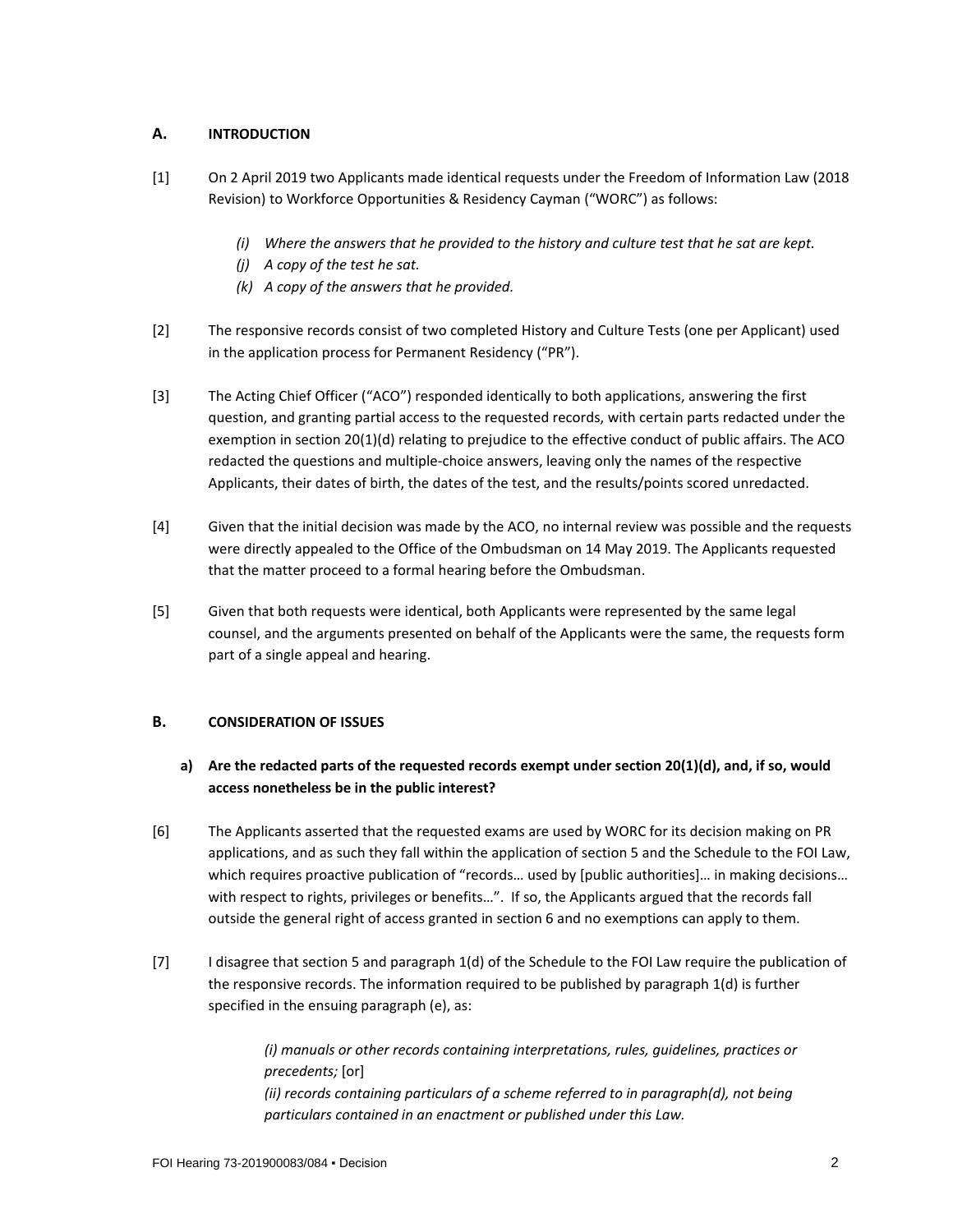## A. INTRODUCTION

[1] On 2 April 2019 two Applicants made identical requests under the Freedom of Information Law (2018 Revision) to Workforce Opportunities & Residency Cayman ("WORC") as follows:

> *(i) Where the answers that he provided to the history and culture test that he sat are kept.*
> *(j) A copy of the test he sat.*
> *(k) A copy of the answers that he provided.*

[2] The responsive records consist of two completed History and Culture Tests (one per Applicant) used in the application process for Permanent Residency ("PR").

[3] The Acting Chief Officer ("ACO") responded identically to both applications, answering the first question, and granting partial access to the requested records, with certain parts redacted under the exemption in section 20(1)(d) relating to prejudice to the effective conduct of public affairs. The ACO redacted the questions and multiple-choice answers, leaving only the names of the respective Applicants, their dates of birth, the dates of the test, and the results/points scored unredacted.

[4] Given that the initial decision was made by the ACO, no internal review was possible and the requests were directly appealed to the Office of the Ombudsman on 14 May 2019. The Applicants requested that the matter proceed to a formal hearing before the Ombudsman.

[5] Given that both requests were identical, both Applicants were represented by the same legal counsel, and the arguments presented on behalf of the Applicants were the same, the requests form part of a single appeal and hearing.

## B. CONSIDERATION OF ISSUES

### a) Are the redacted parts of the requested records exempt under section 20(1)(d), and, if so, would access nonetheless be in the public interest?

[6] The Applicants asserted that the requested exams are used by WORC for its decision making on PR applications, and as such they fall within the application of section 5 and the Schedule to the FOI Law, which requires proactive publication of "records… used by [public authorities]… in making decisions… with respect to rights, privileges or benefits…". If so, the Applicants argued that the records fall outside the general right of access granted in section 6 and no exemptions can apply to them.

[7] I disagree that section 5 and paragraph 1(d) of the Schedule to the FOI Law require the publication of the responsive records. The information required to be published by paragraph 1(d) is further specified in the ensuing paragraph (e), as:

> *(i) manuals or other records containing interpretations, rules, guidelines, practices or precedents;* [or]
> *(ii) records containing particulars of a scheme referred to in paragraph(d), not being particulars contained in an enactment or published under this Law.*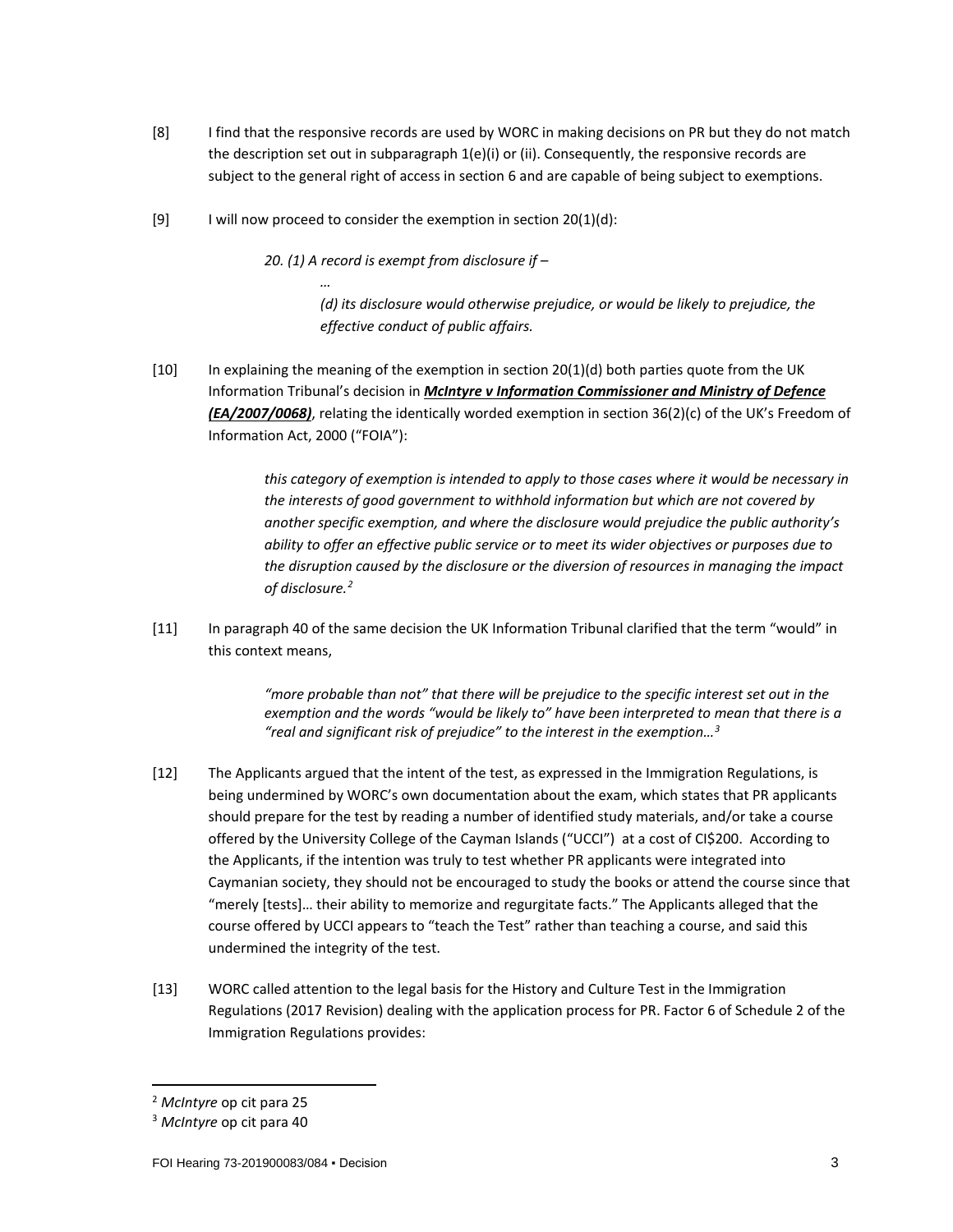[8] I find that the responsive records are used by WORC in making decisions on PR but they do not match the description set out in subparagraph 1(e)(i) or (ii). Consequently, the responsive records are subject to the general right of access in section 6 and are capable of being subject to exemptions.

[9] I will now proceed to consider the exemption in section 20(1)(d):

> *20. (1) A record is exempt from disclosure if –*
>
> *…*
>
> *(d) its disclosure would otherwise prejudice, or would be likely to prejudice, the effective conduct of public affairs.*

[10] In explaining the meaning of the exemption in section 20(1)(d) both parties quote from the UK Information Tribunal's decision in ***McIntyre v Information Commissioner and Ministry of Defence (EA/2007/0068)***, relating the identically worded exemption in section 36(2)(c) of the UK's Freedom of Information Act, 2000 ("FOIA"):

> *this category of exemption is intended to apply to those cases where it would be necessary in the interests of good government to withhold information but which are not covered by another specific exemption, and where the disclosure would prejudice the public authority's ability to offer an effective public service or to meet its wider objectives or purposes due to the disruption caused by the disclosure or the diversion of resources in managing the impact of disclosure.*[2]

[11] In paragraph 40 of the same decision the UK Information Tribunal clarified that the term "would" in this context means,

> *"more probable than not" that there will be prejudice to the specific interest set out in the exemption and the words "would be likely to" have been interpreted to mean that there is a "real and significant risk of prejudice" to the interest in the exemption…*[3]

[12] The Applicants argued that the intent of the test, as expressed in the Immigration Regulations, is being undermined by WORC's own documentation about the exam, which states that PR applicants should prepare for the test by reading a number of identified study materials, and/or take a course offered by the University College of the Cayman Islands ("UCCI") at a cost of CI$200. According to the Applicants, if the intention was truly to test whether PR applicants were integrated into Caymanian society, they should not be encouraged to study the books or attend the course since that "merely [tests]… their ability to memorize and regurgitate facts." The Applicants alleged that the course offered by UCCI appears to "teach the Test" rather than teaching a course, and said this undermined the integrity of the test.

[13] WORC called attention to the legal basis for the History and Culture Test in the Immigration Regulations (2017 Revision) dealing with the application process for PR. Factor 6 of Schedule 2 of the Immigration Regulations provides:

---

[2] *McIntyre* op cit para 25

[3] *McIntyre* op cit para 40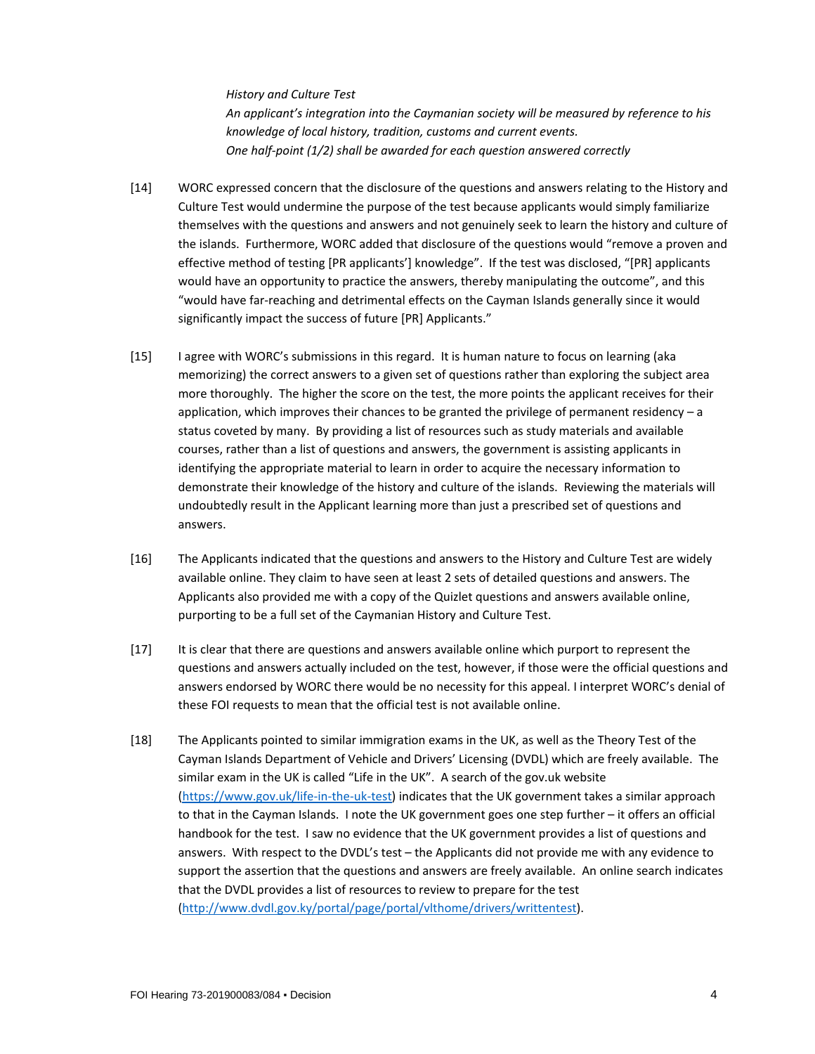*History and Culture Test*
*An applicant's integration into the Caymanian society will be measured by reference to his knowledge of local history, tradition, customs and current events.*
*One half-point (1/2) shall be awarded for each question answered correctly*

[14] WORC expressed concern that the disclosure of the questions and answers relating to the History and Culture Test would undermine the purpose of the test because applicants would simply familiarize themselves with the questions and answers and not genuinely seek to learn the history and culture of the islands. Furthermore, WORC added that disclosure of the questions would "remove a proven and effective method of testing [PR applicants'] knowledge". If the test was disclosed, "[PR] applicants would have an opportunity to practice the answers, thereby manipulating the outcome", and this "would have far-reaching and detrimental effects on the Cayman Islands generally since it would significantly impact the success of future [PR] Applicants."

[15] I agree with WORC's submissions in this regard. It is human nature to focus on learning (aka memorizing) the correct answers to a given set of questions rather than exploring the subject area more thoroughly. The higher the score on the test, the more points the applicant receives for their application, which improves their chances to be granted the privilege of permanent residency – a status coveted by many. By providing a list of resources such as study materials and available courses, rather than a list of questions and answers, the government is assisting applicants in identifying the appropriate material to learn in order to acquire the necessary information to demonstrate their knowledge of the history and culture of the islands. Reviewing the materials will undoubtedly result in the Applicant learning more than just a prescribed set of questions and answers.

[16] The Applicants indicated that the questions and answers to the History and Culture Test are widely available online. They claim to have seen at least 2 sets of detailed questions and answers. The Applicants also provided me with a copy of the Quizlet questions and answers available online, purporting to be a full set of the Caymanian History and Culture Test.

[17] It is clear that there are questions and answers available online which purport to represent the questions and answers actually included on the test, however, if those were the official questions and answers endorsed by WORC there would be no necessity for this appeal. I interpret WORC's denial of these FOI requests to mean that the official test is not available online.

[18] The Applicants pointed to similar immigration exams in the UK, as well as the Theory Test of the Cayman Islands Department of Vehicle and Drivers' Licensing (DVDL) which are freely available. The similar exam in the UK is called "Life in the UK". A search of the gov.uk website (https://www.gov.uk/life-in-the-uk-test) indicates that the UK government takes a similar approach to that in the Cayman Islands. I note the UK government goes one step further – it offers an official handbook for the test. I saw no evidence that the UK government provides a list of questions and answers. With respect to the DVDL's test – the Applicants did not provide me with any evidence to support the assertion that the questions and answers are freely available. An online search indicates that the DVDL provides a list of resources to review to prepare for the test (http://www.dvdl.gov.ky/portal/page/portal/vlthome/drivers/writtentest).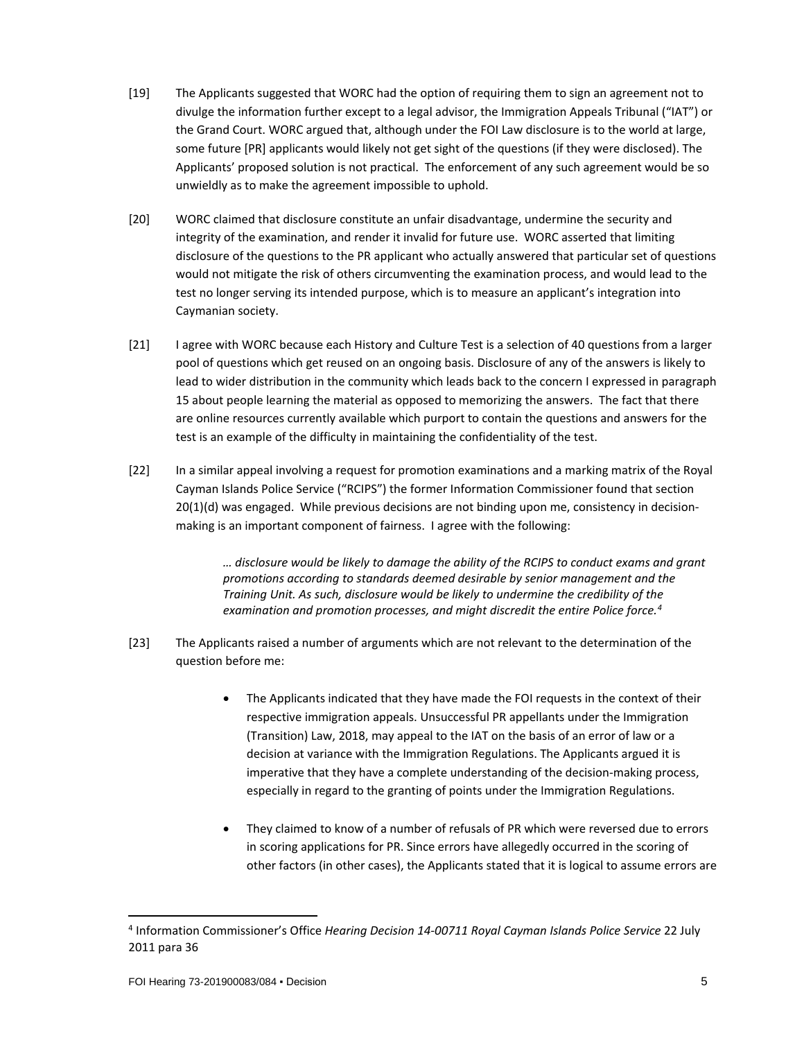[19] The Applicants suggested that WORC had the option of requiring them to sign an agreement not to divulge the information further except to a legal advisor, the Immigration Appeals Tribunal ("IAT") or the Grand Court. WORC argued that, although under the FOI Law disclosure is to the world at large, some future [PR] applicants would likely not get sight of the questions (if they were disclosed). The Applicants' proposed solution is not practical. The enforcement of any such agreement would be so unwieldly as to make the agreement impossible to uphold.

[20] WORC claimed that disclosure constitute an unfair disadvantage, undermine the security and integrity of the examination, and render it invalid for future use. WORC asserted that limiting disclosure of the questions to the PR applicant who actually answered that particular set of questions would not mitigate the risk of others circumventing the examination process, and would lead to the test no longer serving its intended purpose, which is to measure an applicant's integration into Caymanian society.

[21] I agree with WORC because each History and Culture Test is a selection of 40 questions from a larger pool of questions which get reused on an ongoing basis. Disclosure of any of the answers is likely to lead to wider distribution in the community which leads back to the concern I expressed in paragraph 15 about people learning the material as opposed to memorizing the answers. The fact that there are online resources currently available which purport to contain the questions and answers for the test is an example of the difficulty in maintaining the confidentiality of the test.

[22] In a similar appeal involving a request for promotion examinations and a marking matrix of the Royal Cayman Islands Police Service ("RCIPS") the former Information Commissioner found that section 20(1)(d) was engaged. While previous decisions are not binding upon me, consistency in decision-making is an important component of fairness. I agree with the following:

> *… disclosure would be likely to damage the ability of the RCIPS to conduct exams and grant promotions according to standards deemed desirable by senior management and the Training Unit. As such, disclosure would be likely to undermine the credibility of the examination and promotion processes, and might discredit the entire Police force.*[4]

[23] The Applicants raised a number of arguments which are not relevant to the determination of the question before me:

- The Applicants indicated that they have made the FOI requests in the context of their respective immigration appeals. Unsuccessful PR appellants under the Immigration (Transition) Law, 2018, may appeal to the IAT on the basis of an error of law or a decision at variance with the Immigration Regulations. The Applicants argued it is imperative that they have a complete understanding of the decision-making process, especially in regard to the granting of points under the Immigration Regulations.

- They claimed to know of a number of refusals of PR which were reversed due to errors in scoring applications for PR. Since errors have allegedly occurred in the scoring of other factors (in other cases), the Applicants stated that it is logical to assume errors are

---

[4] Information Commissioner's Office *Hearing Decision 14-00711 Royal Cayman Islands Police Service* 22 July 2011 para 36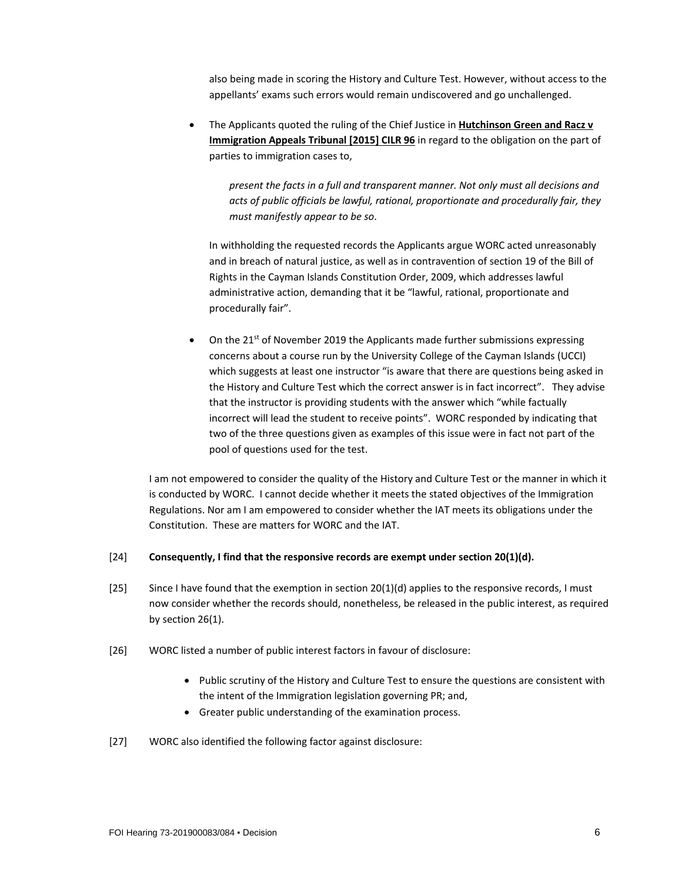also being made in scoring the History and Culture Test. However, without access to the appellants' exams such errors would remain undiscovered and go unchallenged.

- The Applicants quoted the ruling of the Chief Justice in **Hutchinson Green and Racz v Immigration Appeals Tribunal [2015] CILR 96** in regard to the obligation on the part of parties to immigration cases to,

  > *present the facts in a full and transparent manner. Not only must all decisions and acts of public officials be lawful, rational, proportionate and procedurally fair, they must manifestly appear to be so*.

  In withholding the requested records the Applicants argue WORC acted unreasonably and in breach of natural justice, as well as in contravention of section 19 of the Bill of Rights in the Cayman Islands Constitution Order, 2009, which addresses lawful administrative action, demanding that it be "lawful, rational, proportionate and procedurally fair".

- On the 21st of November 2019 the Applicants made further submissions expressing concerns about a course run by the University College of the Cayman Islands (UCCI) which suggests at least one instructor "is aware that there are questions being asked in the History and Culture Test which the correct answer is in fact incorrect". They advise that the instructor is providing students with the answer which "while factually incorrect will lead the student to receive points". WORC responded by indicating that two of the three questions given as examples of this issue were in fact not part of the pool of questions used for the test.

I am not empowered to consider the quality of the History and Culture Test or the manner in which it is conducted by WORC. I cannot decide whether it meets the stated objectives of the Immigration Regulations. Nor am I am empowered to consider whether the IAT meets its obligations under the Constitution. These are matters for WORC and the IAT.

[24] **Consequently, I find that the responsive records are exempt under section 20(1)(d).**

[25] Since I have found that the exemption in section 20(1)(d) applies to the responsive records, I must now consider whether the records should, nonetheless, be released in the public interest, as required by section 26(1).

[26] WORC listed a number of public interest factors in favour of disclosure:

- Public scrutiny of the History and Culture Test to ensure the questions are consistent with the intent of the Immigration legislation governing PR; and,
- Greater public understanding of the examination process.

[27] WORC also identified the following factor against disclosure: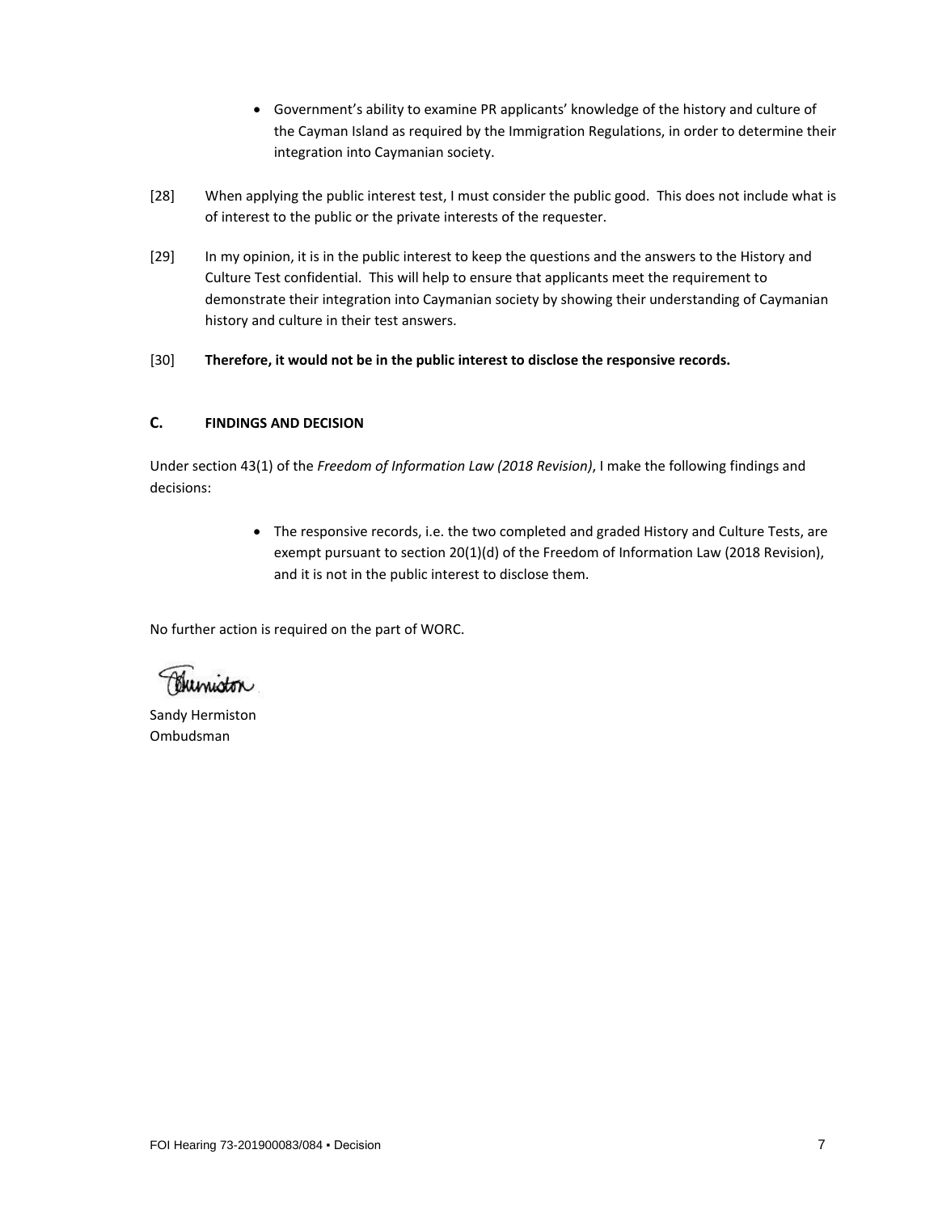- Government's ability to examine PR applicants' knowledge of the history and culture of the Cayman Island as required by the Immigration Regulations, in order to determine their integration into Caymanian society.

[28] When applying the public interest test, I must consider the public good. This does not include what is of interest to the public or the private interests of the requester.

[29] In my opinion, it is in the public interest to keep the questions and the answers to the History and Culture Test confidential. This will help to ensure that applicants meet the requirement to demonstrate their integration into Caymanian society by showing their understanding of Caymanian history and culture in their test answers.

[30] **Therefore, it would not be in the public interest to disclose the responsive records.**

## C. FINDINGS AND DECISION

Under section 43(1) of the *Freedom of Information Law (2018 Revision)*, I make the following findings and decisions:

- The responsive records, i.e. the two completed and graded History and Culture Tests, are exempt pursuant to section 20(1)(d) of the Freedom of Information Law (2018 Revision), and it is not in the public interest to disclose them.

No further action is required on the part of WORC.

Sandy Hermiston
Ombudsman